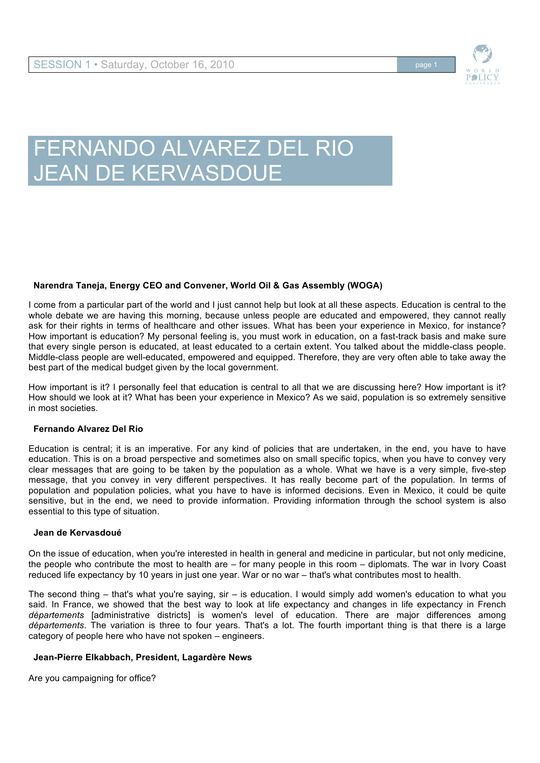# FERNANDO ALVAREZ DEL RIO
# JEAN DE KERVASDOUE

**Narendra Taneja, Energy CEO and Convener, World Oil & Gas Assembly (WOGA)**

I come from a particular part of the world and I just cannot help but look at all these aspects. Education is central to the whole debate we are having this morning, because unless people are educated and empowered, they cannot really ask for their rights in terms of healthcare and other issues. What has been your experience in Mexico, for instance? How important is education? My personal feeling is, you must work in education, on a fast-track basis and make sure that every single person is educated, at least educated to a certain extent. You talked about the middle-class people. Middle-class people are well-educated, empowered and equipped. Therefore, they are very often able to take away the best part of the medical budget given by the local government.

How important is it? I personally feel that education is central to all that we are discussing here? How important is it? How should we look at it? What has been your experience in Mexico? As we said, population is so extremely sensitive in most societies.

**Fernando Alvarez Del Rio**

Education is central; it is an imperative. For any kind of policies that are undertaken, in the end, you have to have education. This is on a broad perspective and sometimes also on small specific topics, when you have to convey very clear messages that are going to be taken by the population as a whole. What we have is a very simple, five-step message, that you convey in very different perspectives. It has really become part of the population. In terms of population and population policies, what you have to have is informed decisions. Even in Mexico, it could be quite sensitive, but in the end, we need to provide information. Providing information through the school system is also essential to this type of situation.

**Jean de Kervasdoué**

On the issue of education, when you're interested in health in general and medicine in particular, but not only medicine, the people who contribute the most to health are – for many people in this room – diplomats. The war in Ivory Coast reduced life expectancy by 10 years in just one year. War or no war – that's what contributes most to health.

The second thing – that's what you're saying, sir – is education. I would simply add women's education to what you said. In France, we showed that the best way to look at life expectancy and changes in life expectancy in French *départements* [administrative districts] is women's level of education. There are major differences among *départements*. The variation is three to four years. That's a lot. The fourth important thing is that there is a large category of people here who have not spoken – engineers.

**Jean-Pierre Elkabbach, President, Lagardère News**

Are you campaigning for office?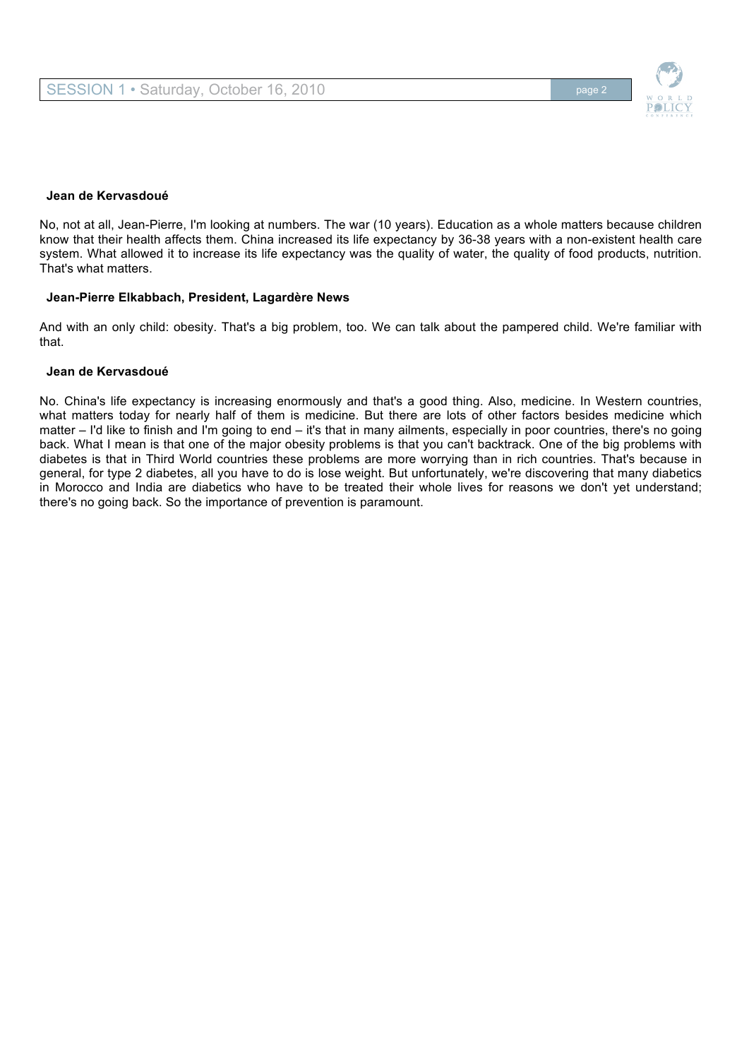**Jean de Kervasdoué**

No, not at all, Jean-Pierre, I'm looking at numbers. The war (10 years). Education as a whole matters because children know that their health affects them. China increased its life expectancy by 36-38 years with a non-existent health care system. What allowed it to increase its life expectancy was the quality of water, the quality of food products, nutrition. That's what matters.

**Jean-Pierre Elkabbach, President, Lagardère News**

And with an only child: obesity. That's a big problem, too. We can talk about the pampered child. We're familiar with that.

**Jean de Kervasdoué**

No. China's life expectancy is increasing enormously and that's a good thing. Also, medicine. In Western countries, what matters today for nearly half of them is medicine. But there are lots of other factors besides medicine which matter – I'd like to finish and I'm going to end – it's that in many ailments, especially in poor countries, there's no going back. What I mean is that one of the major obesity problems is that you can't backtrack. One of the big problems with diabetes is that in Third World countries these problems are more worrying than in rich countries. That's because in general, for type 2 diabetes, all you have to do is lose weight. But unfortunately, we're discovering that many diabetics in Morocco and India are diabetics who have to be treated their whole lives for reasons we don't yet understand; there's no going back. So the importance of prevention is paramount.